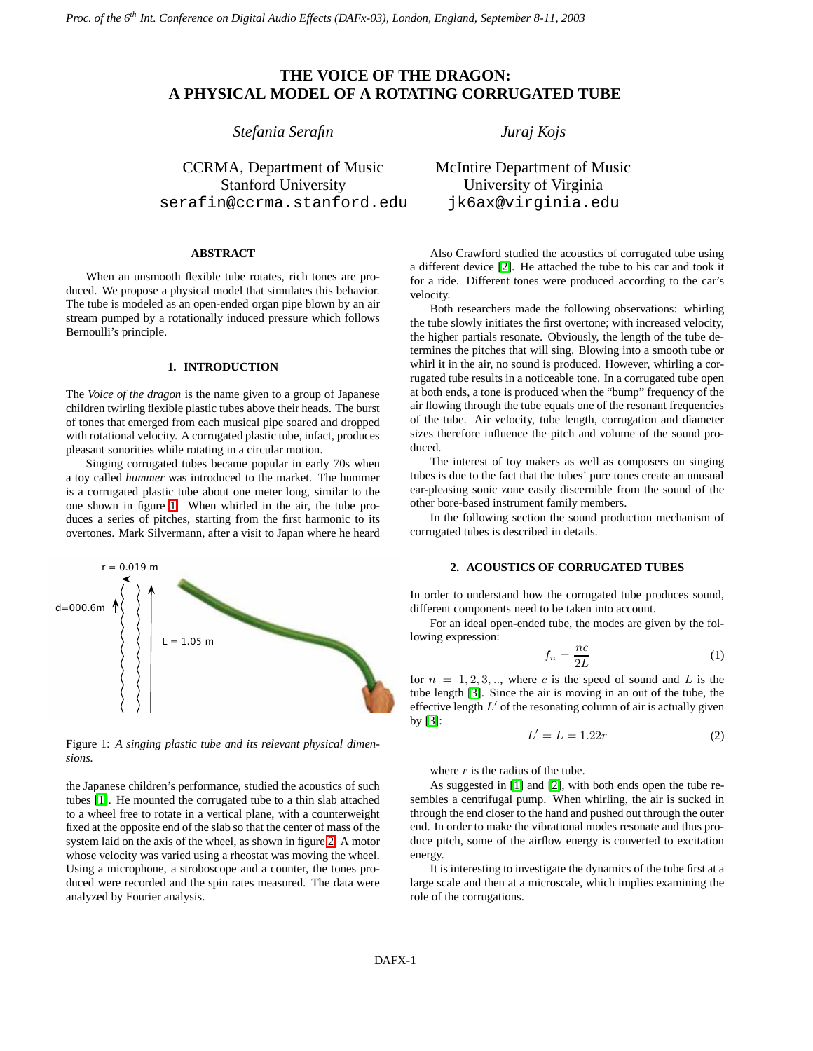# THE VOICE OF THE DRAGON: A PHYSICAL MODEL OF A ROTATING CORRUGATED TUBE

*Stefania Serafin*

CCRMA, Department of Music
Stanford University
serafin@ccrma.stanford.edu

*Juraj Kojs*

McIntire Department of Music
University of Virginia
jk6ax@virginia.edu

## ABSTRACT

When an unsmooth flexible tube rotates, rich tones are produced. We propose a physical model that simulates this behavior. The tube is modeled as an open-ended organ pipe blown by an air stream pumped by a rotationally induced pressure which follows Bernoulli's principle.

## 1. INTRODUCTION

The *Voice of the dragon* is the name given to a group of Japanese children twirling flexible plastic tubes above their heads. The burst of tones that emerged from each musical pipe soared and dropped with rotational velocity. A corrugated plastic tube, infact, produces pleasant sonorities while rotating in a circular motion.

Singing corrugated tubes became popular in early 70s when a toy called *hummer* was introduced to the market. The hummer is a corrugated plastic tube about one meter long, similar to the one shown in figure 1. When whirled in the air, the tube produces a series of pitches, starting from the first harmonic to its overtones. Mark Silvermann, after a visit to Japan where he heard the Japanese children's performance, studied the acoustics of such tubes [1]. He mounted the corrugated tube to a thin slab attached to a wheel free to rotate in a vertical plane, with a counterweight fixed at the opposite end of the slab so that the center of mass of the system laid on the axis of the wheel, as shown in figure 2. A motor whose velocity was varied using a rheostat was moving the wheel. Using a microphone, a stroboscope and a counter, the tones produced were recorded and the spin rates measured. The data were analyzed by Fourier analysis.

Figure 1: *A singing plastic tube and its relevant physical dimensions.*

Also Crawford studied the acoustics of corrugated tube using a different device [2]. He attached the tube to his car and took it for a ride. Different tones were produced according to the car's velocity.

Both researchers made the following observations: whirling the tube slowly initiates the first overtone; with increased velocity, the higher partials resonate. Obviously, the length of the tube determines the pitches that will sing. Blowing into a smooth tube or whirl it in the air, no sound is produced. However, whirling a corrugated tube results in a noticeable tone. In a corrugated tube open at both ends, a tone is produced when the "bump" frequency of the air flowing through the tube equals one of the resonant frequencies of the tube. Air velocity, tube length, corrugation and diameter sizes therefore influence the pitch and volume of the sound produced.

The interest of toy makers as well as composers on singing tubes is due to the fact that the tubes' pure tones create an unusual ear-pleasing sonic zone easily discernible from the sound of the other bore-based instrument family members.

In the following section the sound production mechanism of corrugated tubes is described in details.

## 2. ACOUSTICS OF CORRUGATED TUBES

In order to understand how the corrugated tube produces sound, different components need to be taken into account.

For an ideal open-ended tube, the modes are given by the following expression:

$$f_n = \frac{nc}{2L} \tag{1}$$

for $n = 1, 2, 3, ..$, where $c$ is the speed of sound and $L$ is the tube length [3]. Since the air is moving in an out of the tube, the effective length $L'$ of the resonating column of air is actually given by [3]:

$$L' = L = 1.22r \tag{2}$$

where $r$ is the radius of the tube.

As suggested in [1] and [2], with both ends open the tube resembles a centrifugal pump. When whirling, the air is sucked in through the end closer to the hand and pushed out through the outer end. In order to make the vibrational modes resonate and thus produce pitch, some of the airflow energy is converted to excitation energy.

It is interesting to investigate the dynamics of the tube first at a large scale and then at a microscale, which implies examining the role of the corrugations.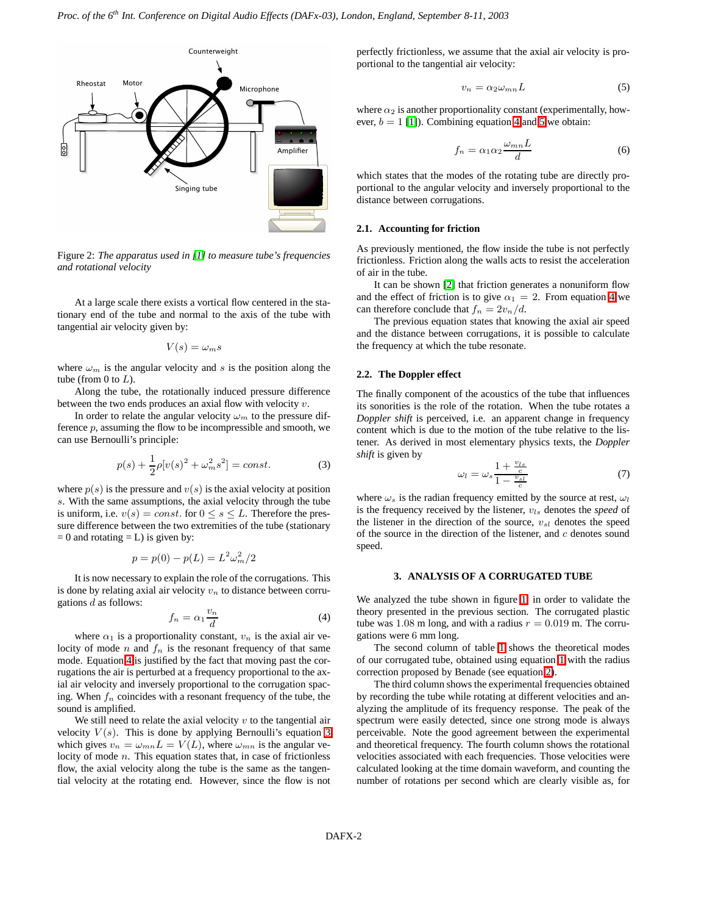Figure 2: *The apparatus used in [1] to measure tube's frequencies and rotational velocity*

At a large scale there exists a vortical flow centered in the stationary end of the tube and normal to the axis of the tube with tangential air velocity given by:

$$V(s) = \omega_m s$$

where $\omega_m$ is the angular velocity and $s$ is the position along the tube (from 0 to $L$).

Along the tube, the rotationally induced pressure difference between the two ends produces an axial flow with velocity $v$.

In order to relate the angular velocity $\omega_m$ to the pressure difference $p$, assuming the flow to be incompressible and smooth, we can use Bernoulli's principle:

$$p(s) + \frac{1}{2}\rho[v(s)^2 + \omega_m^2 s^2] = const. \tag{3}$$

where $p(s)$ is the pressure and $v(s)$ is the axial velocity at position $s$. With the same assumptions, the axial velocity through the tube is uniform, i.e. $v(s) = const.$ for $0 \leq s \leq L$. Therefore the pressure difference between the two extremities of the tube (stationary = 0 and rotating = L) is given by:

$$p = p(0) - p(L) = L^2\omega_m^2/2$$

It is now necessary to explain the role of the corrugations. This is done by relating axial air velocity $v_n$ to distance between corrugations $d$ as follows:

$$f_n = \alpha_1 \frac{v_n}{d} \tag{4}$$

where $\alpha_1$ is a proportionality constant, $v_n$ is the axial air velocity of mode $n$ and $f_n$ is the resonant frequency of that same mode. Equation 4 is justified by the fact that moving past the corrugations the air is perturbed at a frequency proportional to the axial air velocity and inversely proportional to the corrugation spacing. When $f_n$ coincides with a resonant frequency of the tube, the sound is amplified.

We still need to relate the axial velocity $v$ to the tangential air velocity $V(s)$. This is done by applying Bernoulli's equation 3 which gives $v_n = \omega_{mn}L = V(L)$, where $\omega_{mn}$ is the angular velocity of mode $n$. This equation states that, in case of frictionless flow, the axial velocity along the tube is the same as the tangential velocity at the rotating end. However, since the flow is not perfectly frictionless, we assume that the axial air velocity is proportional to the tangential air velocity:

$$v_n = \alpha_2 \omega_{mn} L \tag{5}$$

where $\alpha_2$ is another proportionality constant (experimentally, however, $b = 1$ [1]). Combining equation 4 and 5 we obtain:

$$f_n = \alpha_1\alpha_2 \frac{\omega_{mn}L}{d} \tag{6}$$

which states that the modes of the rotating tube are directly proportional to the angular velocity and inversely proportional to the distance between corrugations.

### 2.1. Accounting for friction

As previously mentioned, the flow inside the tube is not perfectly frictionless. Friction along the walls acts to resist the acceleration of air in the tube.

It can be shown [2] that friction generates a nonuniform flow and the effect of friction is to give $\alpha_1 = 2$. From equation 4 we can therefore conclude that $f_n = 2v_n/d$.

The previous equation states that knowing the axial air speed and the distance between corrugations, it is possible to calculate the frequency at which the tube resonate.

### 2.2. The Doppler effect

The finally component of the acoustics of the tube that influences its sonorities is the role of the rotation. When the tube rotates a *Doppler shift* is perceived, i.e. an apparent change in frequency content which is due to the motion of the tube relative to the listener. As derived in most elementary physics texts, the *Doppler shift* is given by

$$\omega_l = \omega_s \frac{1 + \frac{v_{ls}}{c}}{1 - \frac{v_{sl}}{c}} \tag{7}$$

where $\omega_s$ is the radian frequency emitted by the source at rest, $\omega_l$ is the frequency received by the listener, $v_{ls}$ denotes the *speed* of the listener in the direction of the source, $v_{sl}$ denotes the speed of the source in the direction of the listener, and $c$ denotes sound speed.

## 3. ANALYSIS OF A CORRUGATED TUBE

We analyzed the tube shown in figure 1 in order to validate the theory presented in the previous section. The corrugated plastic tube was 1.08 m long, and with a radius $r = 0.019$ m. The corrugations were 6 mm long.

The second column of table 1 shows the theoretical modes of our corrugated tube, obtained using equation 1 with the radius correction proposed by Benade (see equation 2).

The third column shows the experimental frequencies obtained by recording the tube while rotating at different velocities and analyzing the amplitude of its frequency response. The peak of the spectrum were easily detected, since one strong mode is always perceivable. Note the good agreement between the experimental and theoretical frequency. The fourth column shows the rotational velocities associated with each frequencies. Those velocities were calculated looking at the time domain waveform, and counting the number of rotations per second which are clearly visible as, for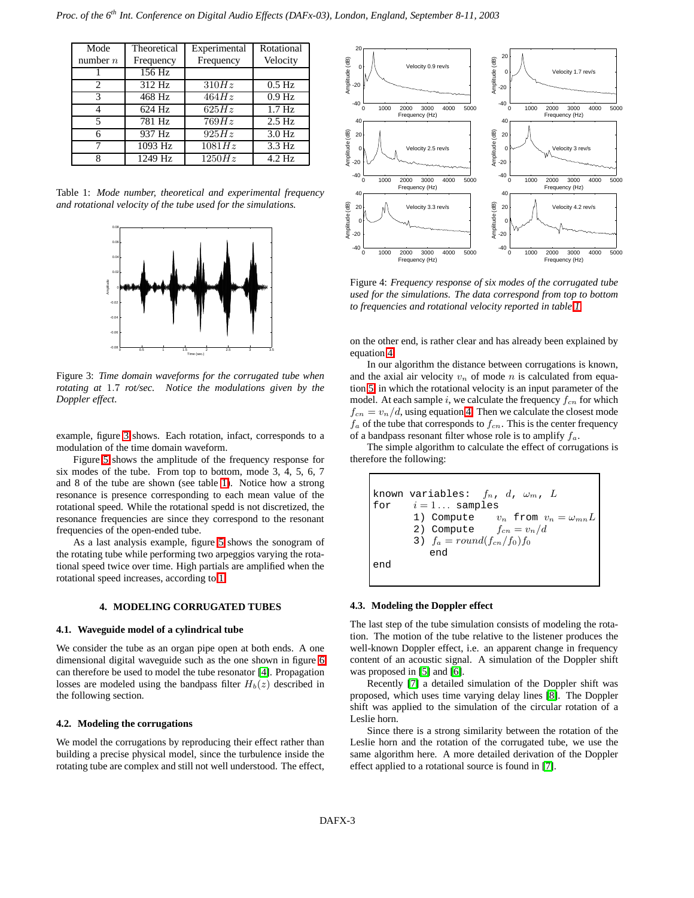| Mode number $n$ | Theoretical Frequency | Experimental Frequency | Rotational Velocity |
|---|---|---|---|
| 1 | 156 Hz | | |
| 2 | 312 Hz | $310Hz$ | 0.5 Hz |
| 3 | 468 Hz | $464Hz$ | 0.9 Hz |
| 4 | 624 Hz | $625Hz$ | 1.7 Hz |
| 5 | 781 Hz | $769Hz$ | 2.5 Hz |
| 6 | 937 Hz | $925Hz$ | 3.0 Hz |
| 7 | 1093 Hz | $1081Hz$ | 3.3 Hz |
| 8 | 1249 Hz | $1250Hz$ | 4.2 Hz |

Table 1: *Mode number, theoretical and experimental frequency and rotational velocity of the tube used for the simulations.*

Figure 3: *Time domain waveforms for the corrugated tube when rotating at* 1.7 *rot/sec. Notice the modulations given by the Doppler effect.*

example, figure 3 shows. Each rotation, infact, corresponds to a modulation of the time domain waveform.

Figure 5 shows the amplitude of the frequency response for six modes of the tube. From top to bottom, mode 3, 4, 5, 6, 7 and 8 of the tube are shown (see table 1). Notice how a strong resonance is presence corresponding to each mean value of the rotational speed. While the rotational spedd is not discretized, the resonance frequencies are since they correspond to the resonant frequencies of the open-ended tube.

As a last analysis example, figure 5 shows the sonogram of the rotating tube while performing two arpeggios varying the rotational speed twice over time. High partials are amplified when the rotational speed increases, according to 1.

## 4. MODELING CORRUGATED TUBES

### 4.1. Waveguide model of a cylindrical tube

We consider the tube as an organ pipe open at both ends. A one dimensional digital waveguide such as the one shown in figure 6 can therefore be used to model the tube resonator [4]. Propagation losses are modeled using the bandpass filter $H_b(z)$ described in the following section.

### 4.2. Modeling the corrugations

We model the corrugations by reproducing their effect rather than building a precise physical model, since the turbulence inside the rotating tube are complex and still not well understood. The effect, on the other end, is rather clear and has already been explained by equation 4.

Figure 4: *Frequency response of six modes of the corrugated tube used for the simulations. The data correspond from top to bottom to frequencies and rotational velocity reported in table 1.*

In our algorithm the distance between corrugations is known, and the axial air velocity $v_n$ of mode $n$ is calculated from equation 5 in which the rotational velocity is an input parameter of the model. At each sample $i$, we calculate the frequency $f_{cn}$ for which $f_{cn} = v_n/d$, using equation 4. Then we calculate the closest mode $f_a$ of the tube that corresponds to $f_{cn}$. This is the center frequency of a bandpass resonant filter whose role is to amplify $f_a$.

The simple algorithm to calculate the effect of corrugations is therefore the following:

```
known variables:  f_n, d, ω_m, L
for    i = 1... samples
       1) Compute    v_n from v_n = ω_mn L
       2) Compute    f_cn = v_n/d
       3) f_a = round(f_cn/f_0)f_0
          end
end
```

### 4.3. Modeling the Doppler effect

The last step of the tube simulation consists of modeling the rotation. The motion of the tube relative to the listener produces the well-known Doppler effect, i.e. an apparent change in frequency content of an acoustic signal. A simulation of the Doppler shift was proposed in [5] and [6].

Recently [7] a detailed simulation of the Doppler shift was proposed, which uses time varying delay lines [8]. The Doppler shift was applied to the simulation of the circular rotation of a Leslie horn.

Since there is a strong similarity between the rotation of the Leslie horn and the rotation of the corrugated tube, we use the same algorithm here. A more detailed derivation of the Doppler effect applied to a rotational source is found in [7].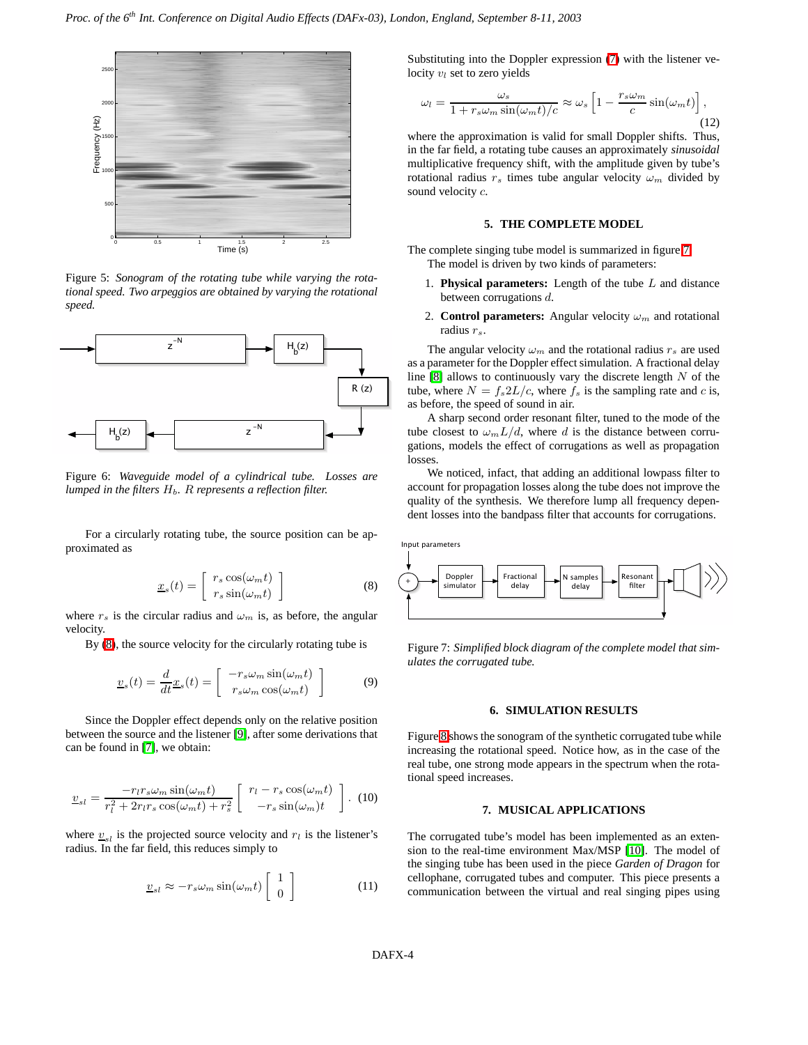Figure 5: *Sonogram of the rotating tube while varying the rotational speed. Two arpeggios are obtained by varying the rotational speed.*

Figure 6: *Waveguide model of a cylindrical tube. Losses are lumped in the filters $H_b$. $R$ represents a reflection filter.*

For a circularly rotating tube, the source position can be approximated as

$$\underline{x}_s(t) = \begin{bmatrix} r_s \cos(\omega_m t) \\ r_s \sin(\omega_m t) \end{bmatrix} \tag{8}$$

where $r_s$ is the circular radius and $\omega_m$ is, as before, the angular velocity.

By (8), the source velocity for the circularly rotating tube is

$$\underline{v}_s(t) = \frac{d}{dt}\underline{x}_s(t) = \begin{bmatrix} -r_s\omega_m \sin(\omega_m t) \\ r_s\omega_m \cos(\omega_m t) \end{bmatrix} \tag{9}$$

Since the Doppler effect depends only on the relative position between the source and the listener [9], after some derivations that can be found in [7], we obtain:

$$\underline{v}_{sl} = \frac{-r_l r_s \omega_m \sin(\omega_m t)}{r_l^2 + 2r_l r_s \cos(\omega_m t) + r_s^2} \begin{bmatrix} r_l - r_s \cos(\omega_m t) \\ -r_s \sin(\omega_m)t \end{bmatrix}. \tag{10}$$

where $\underline{v}_{sl}$ is the projected source velocity and $r_l$ is the listener's radius. In the far field, this reduces simply to

$$\underline{v}_{sl} \approx -r_s\omega_m \sin(\omega_m t) \begin{bmatrix} 1 \\ 0 \end{bmatrix} \tag{11}$$

Substituting into the Doppler expression (7) with the listener velocity $v_l$ set to zero yields

$$\omega_l = \frac{\omega_s}{1 + r_s\omega_m \sin(\omega_m t)/c} \approx \omega_s \left[1 - \frac{r_s\omega_m}{c}\sin(\omega_m t)\right], \tag{12}$$

where the approximation is valid for small Doppler shifts. Thus, in the far field, a rotating tube causes an approximately *sinusoidal* multiplicative frequency shift, with the amplitude given by tube's rotational radius $r_s$ times tube angular velocity $\omega_m$ divided by sound velocity $c$.

## 5. THE COMPLETE MODEL

The complete singing tube model is summarized in figure 7.

The model is driven by two kinds of parameters:

1. **Physical parameters:** Length of the tube $L$ and distance between corrugations $d$.
2. **Control parameters:** Angular velocity $\omega_m$ and rotational radius $r_s$.

The angular velocity $\omega_m$ and the rotational radius $r_s$ are used as a parameter for the Doppler effect simulation. A fractional delay line [8] allows to continuously vary the discrete length $N$ of the tube, where $N = f_s 2L/c$, where $f_s$ is the sampling rate and $c$ is, as before, the speed of sound in air.

A sharp second order resonant filter, tuned to the mode of the tube closest to $\omega_m L/d$, where $d$ is the distance between corrugations, models the effect of corrugations as well as propagation losses.

We noticed, infact, that adding an additional lowpass filter to account for propagation losses along the tube does not improve the quality of the synthesis. We therefore lump all frequency dependent losses into the bandpass filter that accounts for corrugations.

Figure 7: *Simplified block diagram of the complete model that simulates the corrugated tube.*

## 6. SIMULATION RESULTS

Figure 8 shows the sonogram of the synthetic corrugated tube while increasing the rotational speed. Notice how, as in the case of the real tube, one strong mode appears in the spectrum when the rotational speed increases.

## 7. MUSICAL APPLICATIONS

The corrugated tube's model has been implemented as an extension to the real-time environment Max/MSP [10]. The model of the singing tube has been used in the piece *Garden of Dragon* for cellophane, corrugated tubes and computer. This piece presents a communication between the virtual and real singing pipes using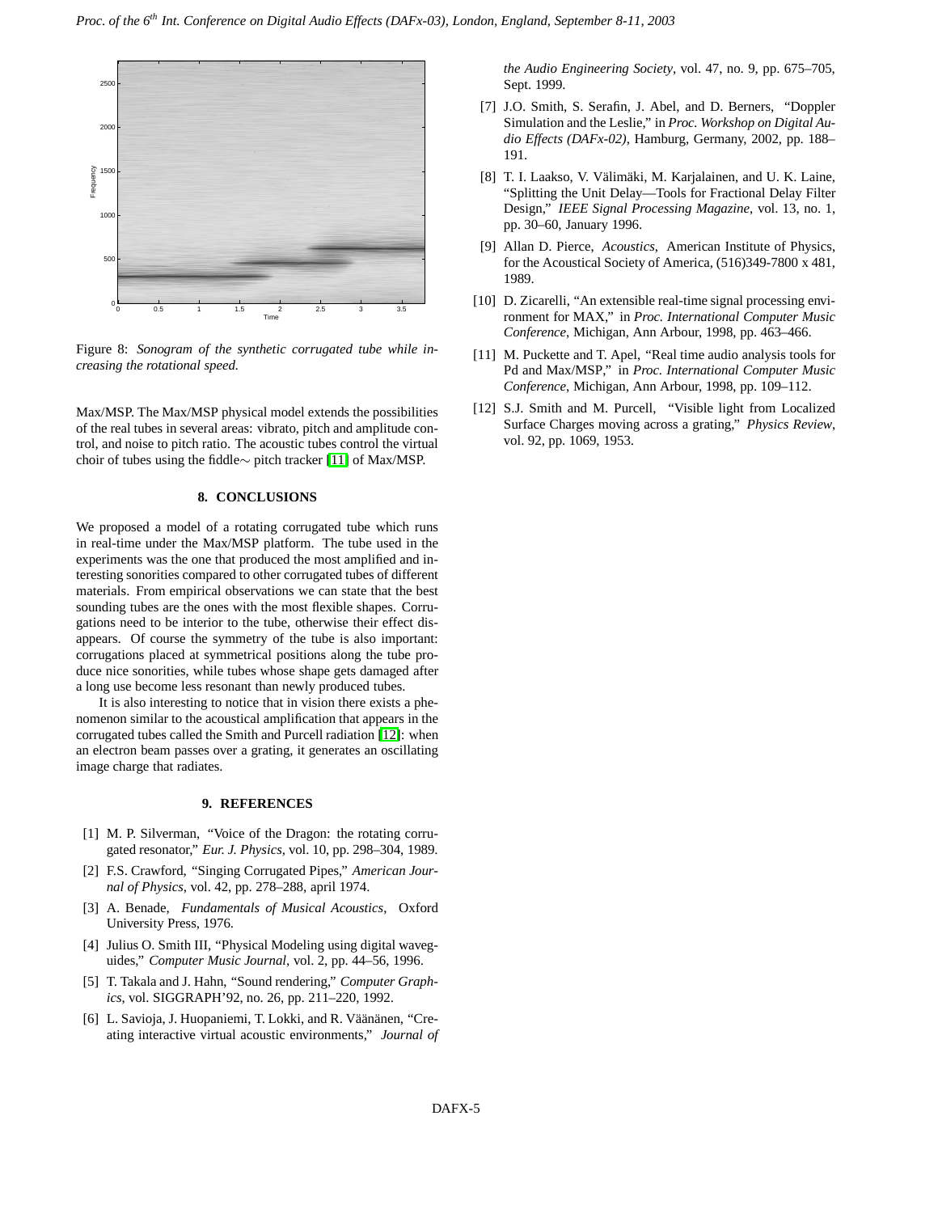2500

2000

1500

1000

500

0

Frequency

0 0.5 1 1.5 2 2.5 3 3.5

Time

Figure 8: *Sonogram of the synthetic corrugated tube while increasing the rotational speed.*

Max/MSP. The Max/MSP physical model extends the possibilities of the real tubes in several areas: vibrato, pitch and amplitude control, and noise to pitch ratio. The acoustic tubes control the virtual choir of tubes using the fiddle∼ pitch tracker [11] of Max/MSP.

## 8. CONCLUSIONS

We proposed a model of a rotating corrugated tube which runs in real-time under the Max/MSP platform. The tube used in the experiments was the one that produced the most amplified and interesting sonorities compared to other corrugated tubes of different materials. From empirical observations we can state that the best sounding tubes are the ones with the most flexible shapes. Corrugations need to be interior to the tube, otherwise their effect disappears. Of course the symmetry of the tube is also important: corrugations placed at symmetrical positions along the tube produce nice sonorities, while tubes whose shape gets damaged after a long use become less resonant than newly produced tubes.

It is also interesting to notice that in vision there exists a phenomenon similar to the acoustical amplification that appears in the corrugated tubes called the Smith and Purcell radiation [12]: when an electron beam passes over a grating, it generates an oscillating image charge that radiates.

## 9. REFERENCES

[1] M. P. Silverman, "Voice of the Dragon: the rotating corrugated resonator," *Eur. J. Physics*, vol. 10, pp. 298–304, 1989.

[2] F.S. Crawford, "Singing Corrugated Pipes," *American Journal of Physics*, vol. 42, pp. 278–288, april 1974.

[3] A. Benade, *Fundamentals of Musical Acoustics*, Oxford University Press, 1976.

[4] Julius O. Smith III, "Physical Modeling using digital waveguides," *Computer Music Journal*, vol. 2, pp. 44–56, 1996.

[5] T. Takala and J. Hahn, "Sound rendering," *Computer Graphics*, vol. SIGGRAPH'92, no. 26, pp. 211–220, 1992.

[6] L. Savioja, J. Huopaniemi, T. Lokki, and R. Väänänen, "Creating interactive virtual acoustic environments," *Journal of the Audio Engineering Society*, vol. 47, no. 9, pp. 675–705, Sept. 1999.

[7] J.O. Smith, S. Serafin, J. Abel, and D. Berners, "Doppler Simulation and the Leslie," in *Proc. Workshop on Digital Audio Effects (DAFx-02)*, Hamburg, Germany, 2002, pp. 188–191.

[8] T. I. Laakso, V. Välimäki, M. Karjalainen, and U. K. Laine, "Splitting the Unit Delay—Tools for Fractional Delay Filter Design," *IEEE Signal Processing Magazine*, vol. 13, no. 1, pp. 30–60, January 1996.

[9] Allan D. Pierce, *Acoustics*, American Institute of Physics, for the Acoustical Society of America, (516)349-7800 x 481, 1989.

[10] D. Zicarelli, "An extensible real-time signal processing environment for MAX," in *Proc. International Computer Music Conference*, Michigan, Ann Arbour, 1998, pp. 463–466.

[11] M. Puckette and T. Apel, "Real time audio analysis tools for Pd and Max/MSP," in *Proc. International Computer Music Conference*, Michigan, Ann Arbour, 1998, pp. 109–112.

[12] S.J. Smith and M. Purcell, "Visible light from Localized Surface Charges moving across a grating," *Physics Review*, vol. 92, pp. 1069, 1953.